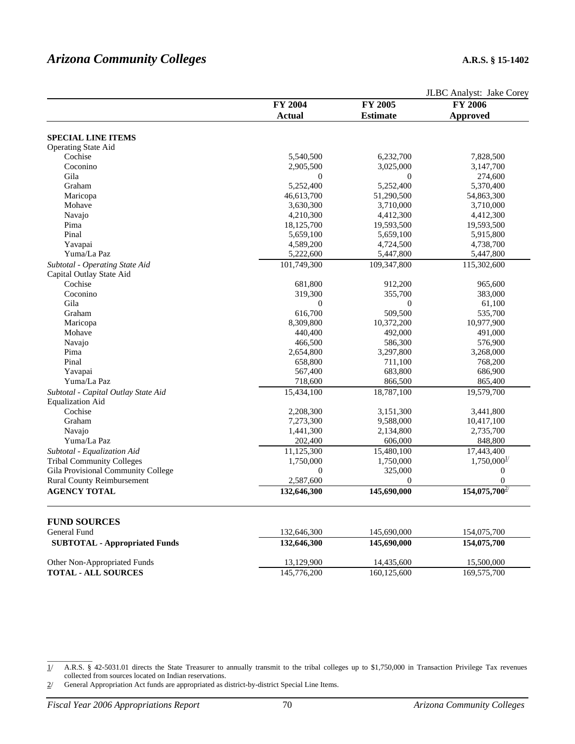# *Arizona Community Colleges*

**A.R.S. § 15-1402**

JLBC Analyst: Jake Corey

| | FY 2004 Actual | FY 2005 Estimate | FY 2006 Approved |
|---|---|---|---|
| **SPECIAL LINE ITEMS** | | | |
| Operating State Aid | | | |
| Cochise | 5,540,500 | 6,232,700 | 7,828,500 |
| Coconino | 2,905,500 | 3,025,000 | 3,147,700 |
| Gila | 0 | 0 | 274,600 |
| Graham | 5,252,400 | 5,252,400 | 5,370,400 |
| Maricopa | 46,613,700 | 51,290,500 | 54,863,300 |
| Mohave | 3,630,300 | 3,710,000 | 3,710,000 |
| Navajo | 4,210,300 | 4,412,300 | 4,412,300 |
| Pima | 18,125,700 | 19,593,500 | 19,593,500 |
| Pinal | 5,659,100 | 5,659,100 | 5,915,800 |
| Yavapai | 4,589,200 | 4,724,500 | 4,738,700 |
| Yuma/La Paz | 5,222,600 | 5,447,800 | 5,447,800 |
| *Subtotal - Operating State Aid* | 101,749,300 | 109,347,800 | 115,302,600 |
| Capital Outlay State Aid | | | |
| Cochise | 681,800 | 912,200 | 965,600 |
| Coconino | 319,300 | 355,700 | 383,000 |
| Gila | 0 | 0 | 61,100 |
| Graham | 616,700 | 509,500 | 535,700 |
| Maricopa | 8,309,800 | 10,372,200 | 10,977,900 |
| Mohave | 440,400 | 492,000 | 491,000 |
| Navajo | 466,500 | 586,300 | 576,900 |
| Pima | 2,654,800 | 3,297,800 | 3,268,000 |
| Pinal | 658,800 | 711,100 | 768,200 |
| Yavapai | 567,400 | 683,800 | 686,900 |
| Yuma/La Paz | 718,600 | 866,500 | 865,400 |
| *Subtotal - Capital Outlay State Aid* | 15,434,100 | 18,787,100 | 19,579,700 |
| Equalization Aid | | | |
| Cochise | 2,208,300 | 3,151,300 | 3,441,800 |
| Graham | 7,273,300 | 9,588,000 | 10,417,100 |
| Navajo | 1,441,300 | 2,134,800 | 2,735,700 |
| Yuma/La Paz | 202,400 | 606,000 | 848,800 |
| *Subtotal - Equalization Aid* | 11,125,300 | 15,480,100 | 17,443,400 |
| Tribal Community Colleges | 1,750,000 | 1,750,000 | 1,750,000 1/ |
| Gila Provisional Community College | 0 | 325,000 | 0 |
| Rural County Reimbursement | 2,587,600 | 0 | 0 |
| **AGENCY TOTAL** | **132,646,300** | **145,690,000** | **154,075,700 2/** |
| | | | |
| **FUND SOURCES** | | | |
| General Fund | 132,646,300 | 145,690,000 | 154,075,700 |
| **SUBTOTAL - Appropriated Funds** | **132,646,300** | **145,690,000** | **154,075,700** |
| Other Non-Appropriated Funds | 13,129,900 | 14,435,600 | 15,500,000 |
| **TOTAL - ALL SOURCES** | 145,776,200 | 160,125,600 | 169,575,700 |

1/ A.R.S. § 42-5031.01 directs the State Treasurer to annually transmit to the tribal colleges up to $1,750,000 in Transaction Privilege Tax revenues collected from sources located on Indian reservations.

2/ General Appropriation Act funds are appropriated as district-by-district Special Line Items.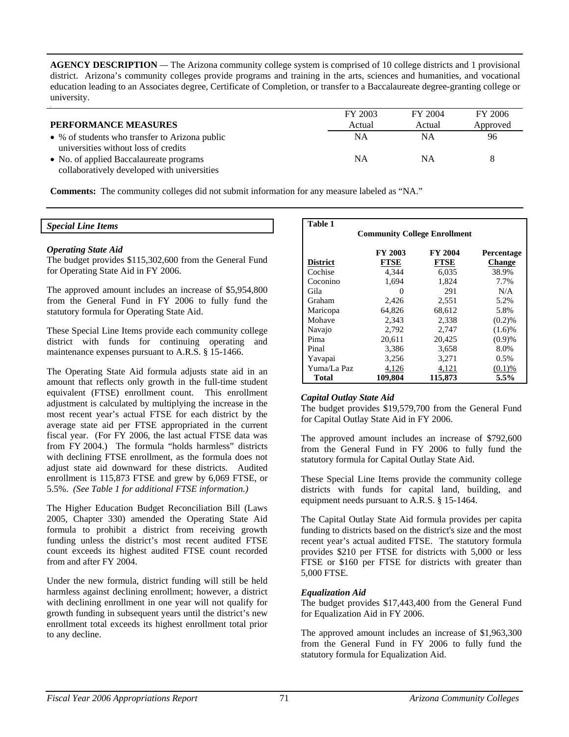**AGENCY DESCRIPTION** — The Arizona community college system is comprised of 10 college districts and 1 provisional district. Arizona's community colleges provide programs and training in the arts, sciences and humanities, and vocational education leading to an Associates degree, Certificate of Completion, or transfer to a Baccalaureate degree-granting college or university.

| PERFORMANCE MEASURES | FY 2003 Actual | FY 2004 Actual | FY 2006 Approved |
|---|---|---|---|
| • % of students who transfer to Arizona public universities without loss of credits | NA | NA | 96 |
| • No. of applied Baccalaureate programs collaboratively developed with universities | NA | NA | 8 |

**Comments:** The community colleges did not submit information for any measure labeled as "NA."

***Special Line Items***

***Operating State Aid***

The budget provides $115,302,600 from the General Fund for Operating State Aid in FY 2006.

The approved amount includes an increase of $5,954,800 from the General Fund in FY 2006 to fully fund the statutory formula for Operating State Aid.

These Special Line Items provide each community college district with funds for continuing operating and maintenance expenses pursuant to A.R.S. § 15-1466.

The Operating State Aid formula adjusts state aid in an amount that reflects only growth in the full-time student equivalent (FTSE) enrollment count. This enrollment adjustment is calculated by multiplying the increase in the most recent year's actual FTSE for each district by the average state aid per FTSE appropriated in the current fiscal year. (For FY 2006, the last actual FTSE data was from FY 2004.) The formula "holds harmless" districts with declining FTSE enrollment, as the formula does not adjust state aid downward for these districts. Audited enrollment is 115,873 FTSE and grew by 6,069 FTSE, or 5.5%. *(See Table 1 for additional FTSE information.)*

The Higher Education Budget Reconciliation Bill (Laws 2005, Chapter 330) amended the Operating State Aid formula to prohibit a district from receiving growth funding unless the district's most recent audited FTSE count exceeds its highest audited FTSE count recorded from and after FY 2004.

Under the new formula, district funding will still be held harmless against declining enrollment; however, a district with declining enrollment in one year will not qualify for growth funding in subsequent years until the district's new enrollment total exceeds its highest enrollment total prior to any decline.

**Table 1**

**Community College Enrollment**

| District | FY 2003 FTSE | FY 2004 FTSE | Percentage Change |
|---|---|---|---|
| Cochise | 4,344 | 6,035 | 38.9% |
| Coconino | 1,694 | 1,824 | 7.7% |
| Gila | 0 | 291 | N/A |
| Graham | 2,426 | 2,551 | 5.2% |
| Maricopa | 64,826 | 68,612 | 5.8% |
| Mohave | 2,343 | 2,338 | (0.2)% |
| Navajo | 2,792 | 2,747 | (1.6)% |
| Pima | 20,611 | 20,425 | (0.9)% |
| Pinal | 3,386 | 3,658 | 8.0% |
| Yavapai | 3,256 | 3,271 | 0.5% |
| Yuma/La Paz | 4,126 | 4,121 | (0.1)% |
| **Total** | **109,804** | **115,873** | **5.5%** |

***Capital Outlay State Aid***

The budget provides $19,579,700 from the General Fund for Capital Outlay State Aid in FY 2006.

The approved amount includes an increase of $792,600 from the General Fund in FY 2006 to fully fund the statutory formula for Capital Outlay State Aid.

These Special Line Items provide the community college districts with funds for capital land, building, and equipment needs pursuant to A.R.S. § 15-1464.

The Capital Outlay State Aid formula provides per capita funding to districts based on the district's size and the most recent year's actual audited FTSE. The statutory formula provides $210 per FTSE for districts with 5,000 or less FTSE or $160 per FTSE for districts with greater than 5,000 FTSE.

***Equalization Aid***

The budget provides $17,443,400 from the General Fund for Equalization Aid in FY 2006.

The approved amount includes an increase of $1,963,300 from the General Fund in FY 2006 to fully fund the statutory formula for Equalization Aid.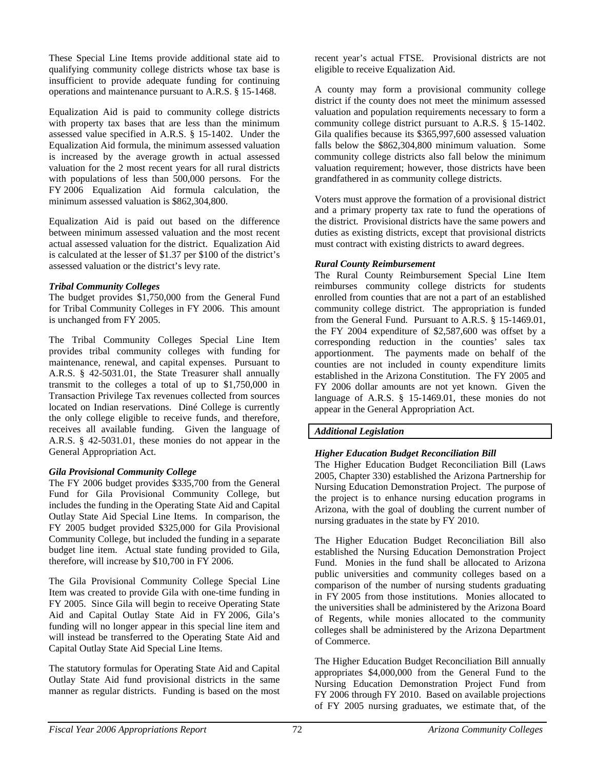These Special Line Items provide additional state aid to qualifying community college districts whose tax base is insufficient to provide adequate funding for continuing operations and maintenance pursuant to A.R.S. § 15-1468.

Equalization Aid is paid to community college districts with property tax bases that are less than the minimum assessed value specified in A.R.S. § 15-1402. Under the Equalization Aid formula, the minimum assessed valuation is increased by the average growth in actual assessed valuation for the 2 most recent years for all rural districts with populations of less than 500,000 persons. For the FY 2006 Equalization Aid formula calculation, the minimum assessed valuation is $862,304,800.

Equalization Aid is paid out based on the difference between minimum assessed valuation and the most recent actual assessed valuation for the district. Equalization Aid is calculated at the lesser of $1.37 per $100 of the district's assessed valuation or the district's levy rate.

***Tribal Community Colleges***

The budget provides $1,750,000 from the General Fund for Tribal Community Colleges in FY 2006. This amount is unchanged from FY 2005.

The Tribal Community Colleges Special Line Item provides tribal community colleges with funding for maintenance, renewal, and capital expenses. Pursuant to A.R.S. § 42-5031.01, the State Treasurer shall annually transmit to the colleges a total of up to $1,750,000 in Transaction Privilege Tax revenues collected from sources located on Indian reservations. Diné College is currently the only college eligible to receive funds, and therefore, receives all available funding. Given the language of A.R.S. § 42-5031.01, these monies do not appear in the General Appropriation Act.

***Gila Provisional Community College***

The FY 2006 budget provides $335,700 from the General Fund for Gila Provisional Community College, but includes the funding in the Operating State Aid and Capital Outlay State Aid Special Line Items. In comparison, the FY 2005 budget provided $325,000 for Gila Provisional Community College, but included the funding in a separate budget line item. Actual state funding provided to Gila, therefore, will increase by $10,700 in FY 2006.

The Gila Provisional Community College Special Line Item was created to provide Gila with one-time funding in FY 2005. Since Gila will begin to receive Operating State Aid and Capital Outlay State Aid in FY 2006, Gila's funding will no longer appear in this special line item and will instead be transferred to the Operating State Aid and Capital Outlay State Aid Special Line Items.

The statutory formulas for Operating State Aid and Capital Outlay State Aid fund provisional districts in the same manner as regular districts. Funding is based on the most recent year's actual FTSE. Provisional districts are not eligible to receive Equalization Aid.

A county may form a provisional community college district if the county does not meet the minimum assessed valuation and population requirements necessary to form a community college district pursuant to A.R.S. § 15-1402. Gila qualifies because its $365,997,600 assessed valuation falls below the $862,304,800 minimum valuation. Some community college districts also fall below the minimum valuation requirement; however, those districts have been grandfathered in as community college districts.

Voters must approve the formation of a provisional district and a primary property tax rate to fund the operations of the district. Provisional districts have the same powers and duties as existing districts, except that provisional districts must contract with existing districts to award degrees.

***Rural County Reimbursement***

The Rural County Reimbursement Special Line Item reimburses community college districts for students enrolled from counties that are not a part of an established community college district. The appropriation is funded from the General Fund. Pursuant to A.R.S. § 15-1469.01, the FY 2004 expenditure of $2,587,600 was offset by a corresponding reduction in the counties' sales tax apportionment. The payments made on behalf of the counties are not included in county expenditure limits established in the Arizona Constitution. The FY 2005 and FY 2006 dollar amounts are not yet known. Given the language of A.R.S. § 15-1469.01, these monies do not appear in the General Appropriation Act.

***Additional Legislation***

***Higher Education Budget Reconciliation Bill***

The Higher Education Budget Reconciliation Bill (Laws 2005, Chapter 330) established the Arizona Partnership for Nursing Education Demonstration Project. The purpose of the project is to enhance nursing education programs in Arizona, with the goal of doubling the current number of nursing graduates in the state by FY 2010.

The Higher Education Budget Reconciliation Bill also established the Nursing Education Demonstration Project Fund. Monies in the fund shall be allocated to Arizona public universities and community colleges based on a comparison of the number of nursing students graduating in FY 2005 from those institutions. Monies allocated to the universities shall be administered by the Arizona Board of Regents, while monies allocated to the community colleges shall be administered by the Arizona Department of Commerce.

The Higher Education Budget Reconciliation Bill annually appropriates $4,000,000 from the General Fund to the Nursing Education Demonstration Project Fund from FY 2006 through FY 2010. Based on available projections of FY 2005 nursing graduates, we estimate that, of the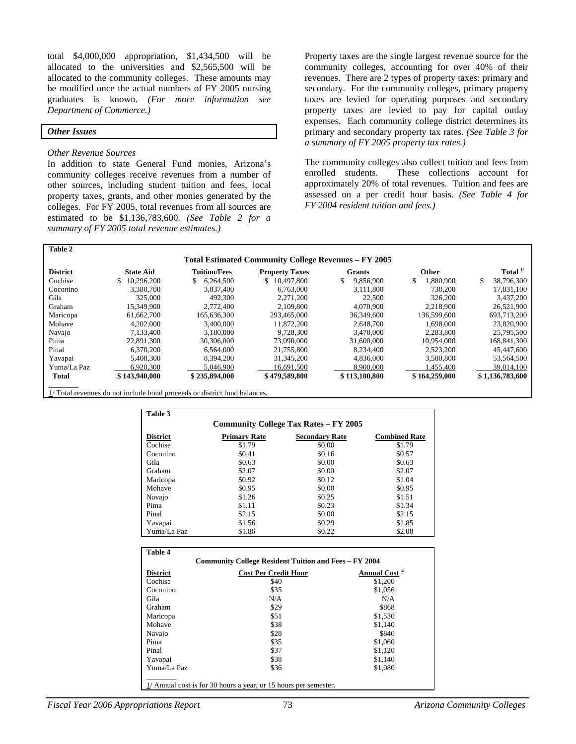total $4,000,000 appropriation, $1,434,500 will be allocated to the universities and $2,565,500 will be allocated to the community colleges. These amounts may be modified once the actual numbers of FY 2005 nursing graduates is known. *(For more information see Department of Commerce.)*

### *Other Issues*

*Other Revenue Sources*

In addition to state General Fund monies, Arizona's community colleges receive revenues from a number of other sources, including student tuition and fees, local property taxes, grants, and other monies generated by the colleges. For FY 2005, total revenues from all sources are estimated to be $1,136,783,600. *(See Table 2 for a summary of FY 2005 total revenue estimates.)*

Property taxes are the single largest revenue source for the community colleges, accounting for over 40% of their revenues. There are 2 types of property taxes: primary and secondary. For the community colleges, primary property taxes are levied for operating purposes and secondary property taxes are levied to pay for capital outlay expenses. Each community college district determines its primary and secondary property tax rates. *(See Table 3 for a summary of FY 2005 property tax rates.)*

The community colleges also collect tuition and fees from enrolled students. These collections account for approximately 20% of total revenues. Tuition and fees are assessed on a per credit hour basis. *(See Table 4 for FY 2004 resident tuition and fees.)*

**Table 2**

**Total Estimated Community College Revenues – FY 2005**

| District | State Aid | Tuition/Fees | Property Taxes | Grants | Other | Total [1/] |
|---|---|---|---|---|---|---|
| Cochise | $ 10,296,200 | $ 6,264,500 | $ 10,497,800 | $ 9,856,900 | $ 1,880,900 | $ 38,796,300 |
| Coconino | 3,380,700 | 3,837,400 | 6,763,000 | 3,111,800 | 738,200 | 17,831,100 |
| Gila | 325,000 | 492,300 | 2,271,200 | 22,500 | 326,200 | 3,437,200 |
| Graham | 15,349,900 | 2,772,400 | 2,109,800 | 4,070,900 | 2,218,900 | 26,521,900 |
| Maricopa | 61,662,700 | 165,636,300 | 293,465,000 | 36,349,600 | 136,599,600 | 693,713,200 |
| Mohave | 4,202,000 | 3,400,000 | 11,872,200 | 2,648,700 | 1,698,000 | 23,820,900 |
| Navajo | 7,133,400 | 3,180,000 | 9,728,300 | 3,470,000 | 2,283,800 | 25,795,500 |
| Pima | 22,891,300 | 30,306,000 | 73,090,000 | 31,600,000 | 10,954,000 | 168,841,300 |
| Pinal | 6,370,200 | 6,564,000 | 21,755,800 | 8,234,400 | 2,523,200 | 45,447,600 |
| Yavapai | 5,408,300 | 8,394,200 | 31,345,200 | 4,836,000 | 3,580,800 | 53,564,500 |
| Yuma/La Paz | 6,920,300 | 5,046,900 | 16,691,500 | 8,900,000 | 1,455,400 | 39,014,100 |
| **Total** | **$ 143,940,000** | **$ 235,894,000** | **$ 479,589,800** | **$ 113,100,800** | **$ 164,259,000** | **$ 1,136,783,600** |

1/ Total revenues do not include bond proceeds or district fund balances.

**Table 3**

**Community College Tax Rates – FY 2005**

| District | Primary Rate | Secondary Rate | Combined Rate |
|---|---|---|---|
| Cochise | $1.79 | $0.00 | $1.79 |
| Coconino | $0.41 | $0.16 | $0.57 |
| Gila | $0.63 | $0.00 | $0.63 |
| Graham | $2.07 | $0.00 | $2.07 |
| Maricopa | $0.92 | $0.12 | $1.04 |
| Mohave | $0.95 | $0.00 | $0.95 |
| Navajo | $1.26 | $0.25 | $1.51 |
| Pima | $1.11 | $0.23 | $1.34 |
| Pinal | $2.15 | $0.00 | $2.15 |
| Yavapai | $1.56 | $0.29 | $1.85 |
| Yuma/La Paz | $1.86 | $0.22 | $2.08 |

**Table 4**

**Community College Resident Tuition and Fees – FY 2004**

| District | Cost Per Credit Hour | Annual Cost [1/] |
|---|---|---|
| Cochise | $40 | $1,200 |
| Coconino | $35 | $1,056 |
| Gila | N/A | N/A |
| Graham | $29 | $868 |
| Maricopa | $51 | $1,530 |
| Mohave | $38 | $1,140 |
| Navajo | $28 | $840 |
| Pima | $35 | $1,060 |
| Pinal | $37 | $1,120 |
| Yavapai | $38 | $1,140 |
| Yuma/La Paz | $36 | $1,080 |

1/ Annual cost is for 30 hours a year, or 15 hours per semester.